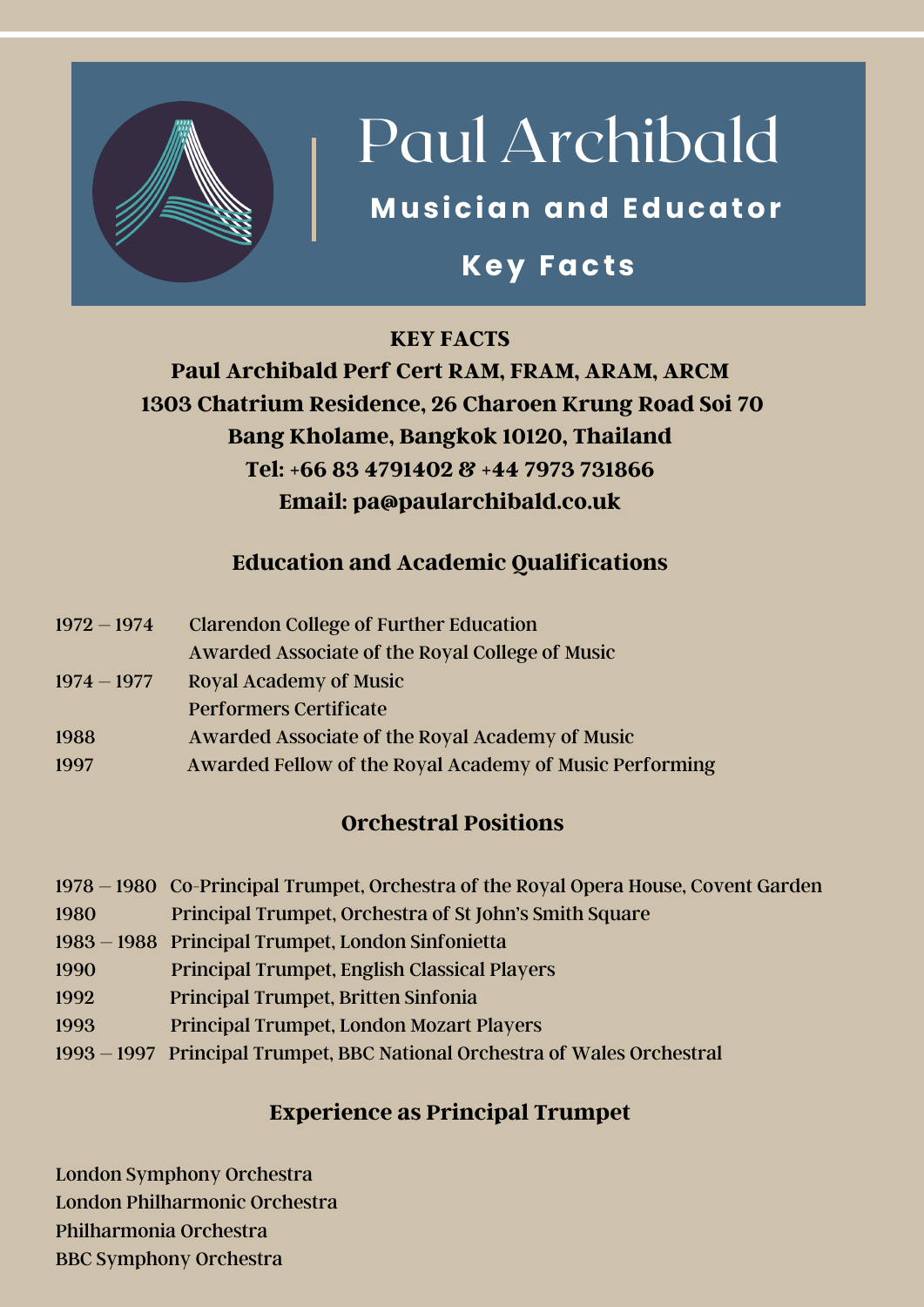# Paul Archibald

## Musician and Educator

## Key Facts

**KEY FACTS**

**Paul Archibald Perf Cert RAM, FRAM, ARAM, ARCM**
**1303 Chatrium Residence, 26 Charoen Krung Road Soi 70**
**Bang Kholame, Bangkok 10120, Thailand**
**Tel: +66 83 4791402 & +44 7973 731866**
**Email: pa@paularchibald.co.uk**

### Education and Academic Qualifications

| | |
|---|---|
| 1972 – 1974 | Clarendon College of Further Education<br>Awarded Associate of the Royal College of Music |
| 1974 – 1977 | Royal Academy of Music<br>Performers Certificate |
| 1988 | Awarded Associate of the Royal Academy of Music |
| 1997 | Awarded Fellow of the Royal Academy of Music Performing |

### Orchestral Positions

| | |
|---|---|
| 1978 – 1980 | Co-Principal Trumpet, Orchestra of the Royal Opera House, Covent Garden |
| 1980 | Principal Trumpet, Orchestra of St John's Smith Square |
| 1983 – 1988 | Principal Trumpet, London Sinfonietta |
| 1990 | Principal Trumpet, English Classical Players |
| 1992 | Principal Trumpet, Britten Sinfonia |
| 1993 | Principal Trumpet, London Mozart Players |
| 1993 – 1997 | Principal Trumpet, BBC National Orchestra of Wales Orchestral |

### Experience as Principal Trumpet

London Symphony Orchestra
London Philharmonic Orchestra
Philharmonia Orchestra
BBC Symphony Orchestra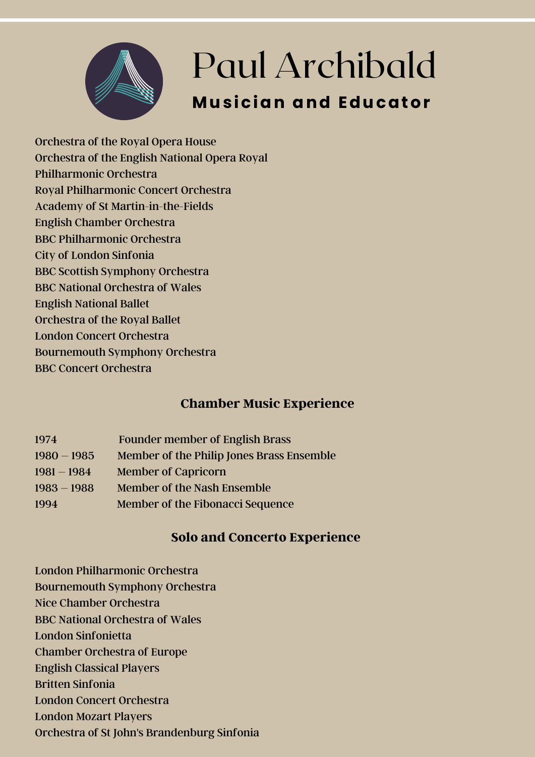# Paul Archibald

## Musician and Educator

Orchestra of the Royal Opera House
Orchestra of the English National Opera Royal
Philharmonic Orchestra
Royal Philharmonic Concert Orchestra
Academy of St Martin-in-the-Fields
English Chamber Orchestra
BBC Philharmonic Orchestra
City of London Sinfonia
BBC Scottish Symphony Orchestra
BBC National Orchestra of Wales
English National Ballet
Orchestra of the Royal Ballet
London Concert Orchestra
Bournemouth Symphony Orchestra
BBC Concert Orchestra

## Chamber Music Experience

| | |
|---|---|
| 1974 | Founder member of English Brass |
| 1980 – 1985 | Member of the Philip Jones Brass Ensemble |
| 1981 – 1984 | Member of Capricorn |
| 1983 – 1988 | Member of the Nash Ensemble |
| 1994 | Member of the Fibonacci Sequence |

## Solo and Concerto Experience

London Philharmonic Orchestra
Bournemouth Symphony Orchestra
Nice Chamber Orchestra
BBC National Orchestra of Wales
London Sinfonietta
Chamber Orchestra of Europe
English Classical Players
Britten Sinfonia
London Concert Orchestra
London Mozart Players
Orchestra of St John's Brandenburg Sinfonia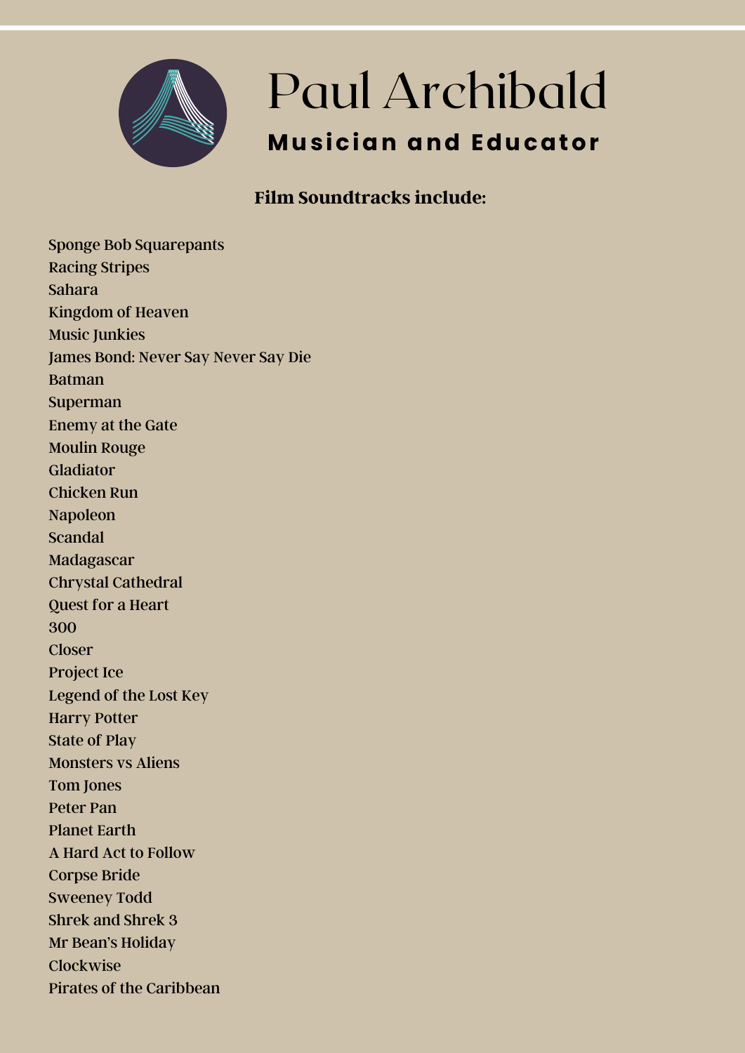# Paul Archibald

**Musician and Educator**

**Film Soundtracks include:**

Sponge Bob Squarepants
Racing Stripes
Sahara
Kingdom of Heaven
Music Junkies
James Bond: Never Say Never Say Die
Batman
Superman
Enemy at the Gate
Moulin Rouge
Gladiator
Chicken Run
Napoleon
Scandal
Madagascar
Chrystal Cathedral
Quest for a Heart
300
Closer
Project Ice
Legend of the Lost Key
Harry Potter
State of Play
Monsters vs Aliens
Tom Jones
Peter Pan
Planet Earth
A Hard Act to Follow
Corpse Bride
Sweeney Todd
Shrek and Shrek 3
Mr Bean's Holiday
Clockwise
Pirates of the Caribbean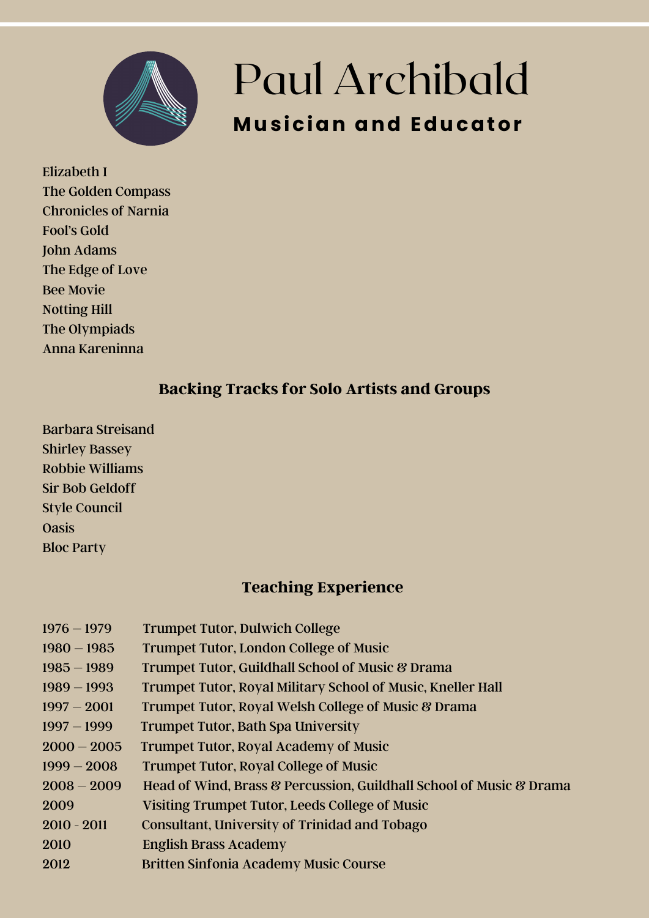# Paul Archibald

**Musician and Educator**

Elizabeth I
The Golden Compass
Chronicles of Narnia
Fool's Gold
John Adams
The Edge of Love
Bee Movie
Notting Hill
The Olympiads
Anna Kareninna

## Backing Tracks for Solo Artists and Groups

Barbara Streisand
Shirley Bassey
Robbie Williams
Sir Bob Geldoff
Style Council
Oasis
Bloc Party

## Teaching Experience

| | |
|---|---|
| 1976 – 1979 | Trumpet Tutor, Dulwich College |
| 1980 – 1985 | Trumpet Tutor, London College of Music |
| 1985 – 1989 | Trumpet Tutor, Guildhall School of Music & Drama |
| 1989 – 1993 | Trumpet Tutor, Royal Military School of Music, Kneller Hall |
| 1997 – 2001 | Trumpet Tutor, Royal Welsh College of Music & Drama |
| 1997 – 1999 | Trumpet Tutor, Bath Spa University |
| 2000 – 2005 | Trumpet Tutor, Royal Academy of Music |
| 1999 – 2008 | Trumpet Tutor, Royal College of Music |
| 2008 – 2009 | Head of Wind, Brass & Percussion, Guildhall School of Music & Drama |
| 2009 | Visiting Trumpet Tutor, Leeds College of Music |
| 2010 - 2011 | Consultant, University of Trinidad and Tobago |
| 2010 | English Brass Academy |
| 2012 | Britten Sinfonia Academy Music Course |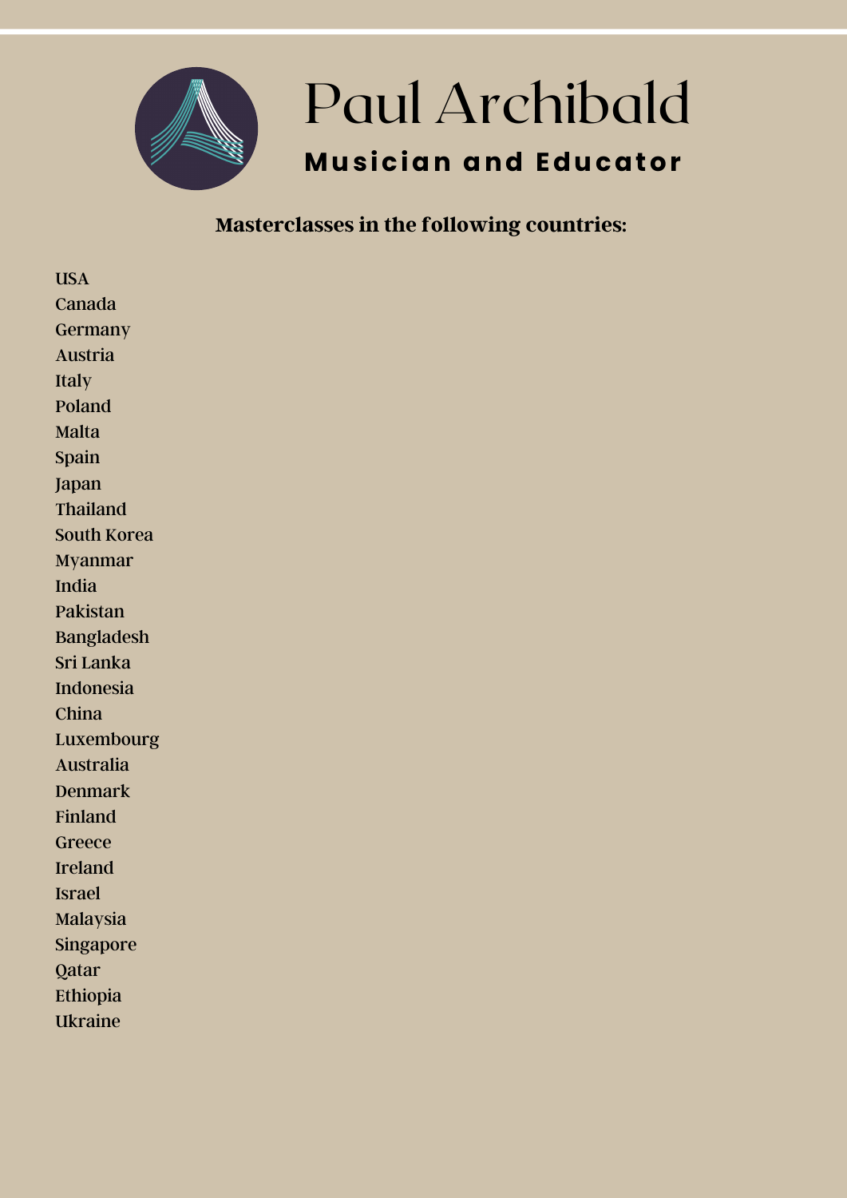# Paul Archibald

**Musician and Educator**

**Masterclasses in the following countries:**

USA
Canada
Germany
Austria
Italy
Poland
Malta
Spain
Japan
Thailand
South Korea
Myanmar
India
Pakistan
Bangladesh
Sri Lanka
Indonesia
China
Luxembourg
Australia
Denmark
Finland
Greece
Ireland
Israel
Malaysia
Singapore
Qatar
Ethiopia
Ukraine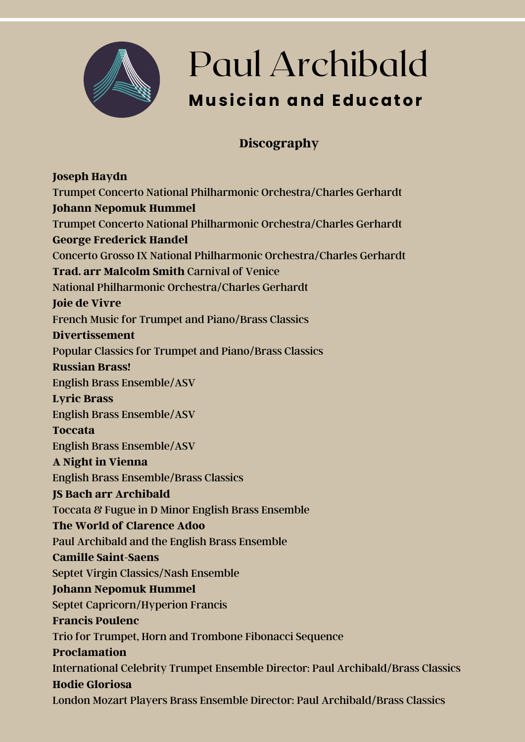# Paul Archibald

## Musician and Educator

### Discography

**Joseph Haydn**
Trumpet Concerto National Philharmonic Orchestra/Charles Gerhardt
**Johann Nepomuk Hummel**
Trumpet Concerto National Philharmonic Orchestra/Charles Gerhardt
**George Frederick Handel**
Concerto Grosso IX National Philharmonic Orchestra/Charles Gerhardt
**Trad. arr Malcolm Smith** Carnival of Venice
National Philharmonic Orchestra/Charles Gerhardt
**Joie de Vivre**
French Music for Trumpet and Piano/Brass Classics
**Divertissement**
Popular Classics for Trumpet and Piano/Brass Classics
**Russian Brass!**
English Brass Ensemble/ASV
**Lyric Brass**
English Brass Ensemble/ASV
**Toccata**
English Brass Ensemble/ASV
**A Night in Vienna**
English Brass Ensemble/Brass Classics
**JS Bach arr Archibald**
Toccata & Fugue in D Minor English Brass Ensemble
**The World of Clarence Adoo**
Paul Archibald and the English Brass Ensemble
**Camille Saint-Saens**
Septet Virgin Classics/Nash Ensemble
**Johann Nepomuk Hummel**
Septet Capricorn/Hyperion Francis
**Francis Poulenc**
Trio for Trumpet, Horn and Trombone Fibonacci Sequence
**Proclamation**
International Celebrity Trumpet Ensemble Director: Paul Archibald/Brass Classics
**Hodie Gloriosa**
London Mozart Players Brass Ensemble Director: Paul Archibald/Brass Classics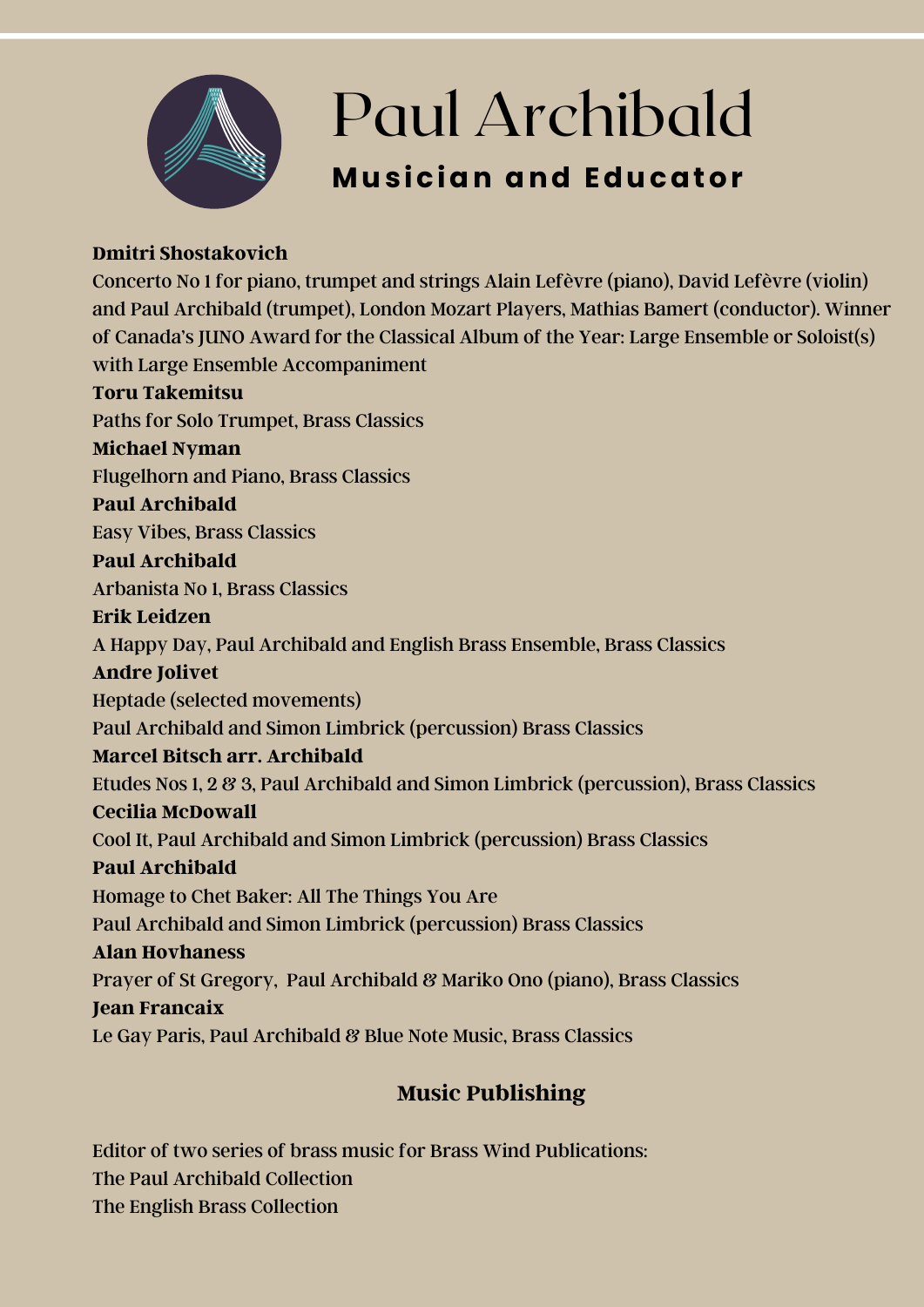# Paul Archibald

## Musician and Educator

**Dmitri Shostakovich**
Concerto No 1 for piano, trumpet and strings Alain Lefèvre (piano), David Lefèvre (violin) and Paul Archibald (trumpet), London Mozart Players, Mathias Bamert (conductor). Winner of Canada's JUNO Award for the Classical Album of the Year: Large Ensemble or Soloist(s) with Large Ensemble Accompaniment

**Toru Takemitsu**
Paths for Solo Trumpet, Brass Classics

**Michael Nyman**
Flugelhorn and Piano, Brass Classics

**Paul Archibald**
Easy Vibes, Brass Classics

**Paul Archibald**
Arbanista No 1, Brass Classics

**Erik Leidzen**
A Happy Day, Paul Archibald and English Brass Ensemble, Brass Classics

**Andre Jolivet**
Heptade (selected movements)
Paul Archibald and Simon Limbrick (percussion) Brass Classics

**Marcel Bitsch arr. Archibald**
Etudes Nos 1, 2 & 3, Paul Archibald and Simon Limbrick (percussion), Brass Classics

**Cecilia McDowall**
Cool It, Paul Archibald and Simon Limbrick (percussion) Brass Classics

**Paul Archibald**
Homage to Chet Baker: All The Things You Are
Paul Archibald and Simon Limbrick (percussion) Brass Classics

**Alan Hovhaness**
Prayer of St Gregory, Paul Archibald & Mariko Ono (piano), Brass Classics

**Jean Francaix**
Le Gay Paris, Paul Archibald & Blue Note Music, Brass Classics

### Music Publishing

Editor of two series of brass music for Brass Wind Publications:
The Paul Archibald Collection
The English Brass Collection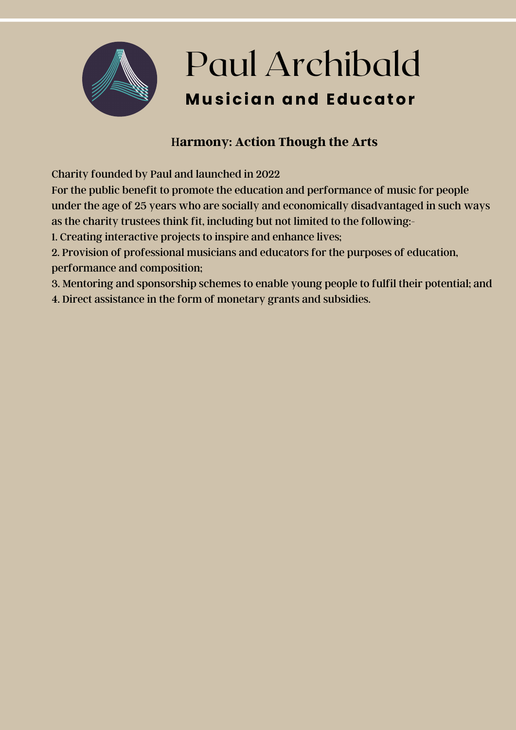# Paul Archibald

## Musician and Educator

### Harmony: Action Though the Arts

Charity founded by Paul and launched in 2022

For the public benefit to promote the education and performance of music for people under the age of 25 years who are socially and economically disadvantaged in such ways as the charity trustees think fit, including but not limited to the following:-

1. Creating interactive projects to inspire and enhance lives;
2. Provision of professional musicians and educators for the purposes of education, performance and composition;
3. Mentoring and sponsorship schemes to enable young people to fulfil their potential; and
4. Direct assistance in the form of monetary grants and subsidies.